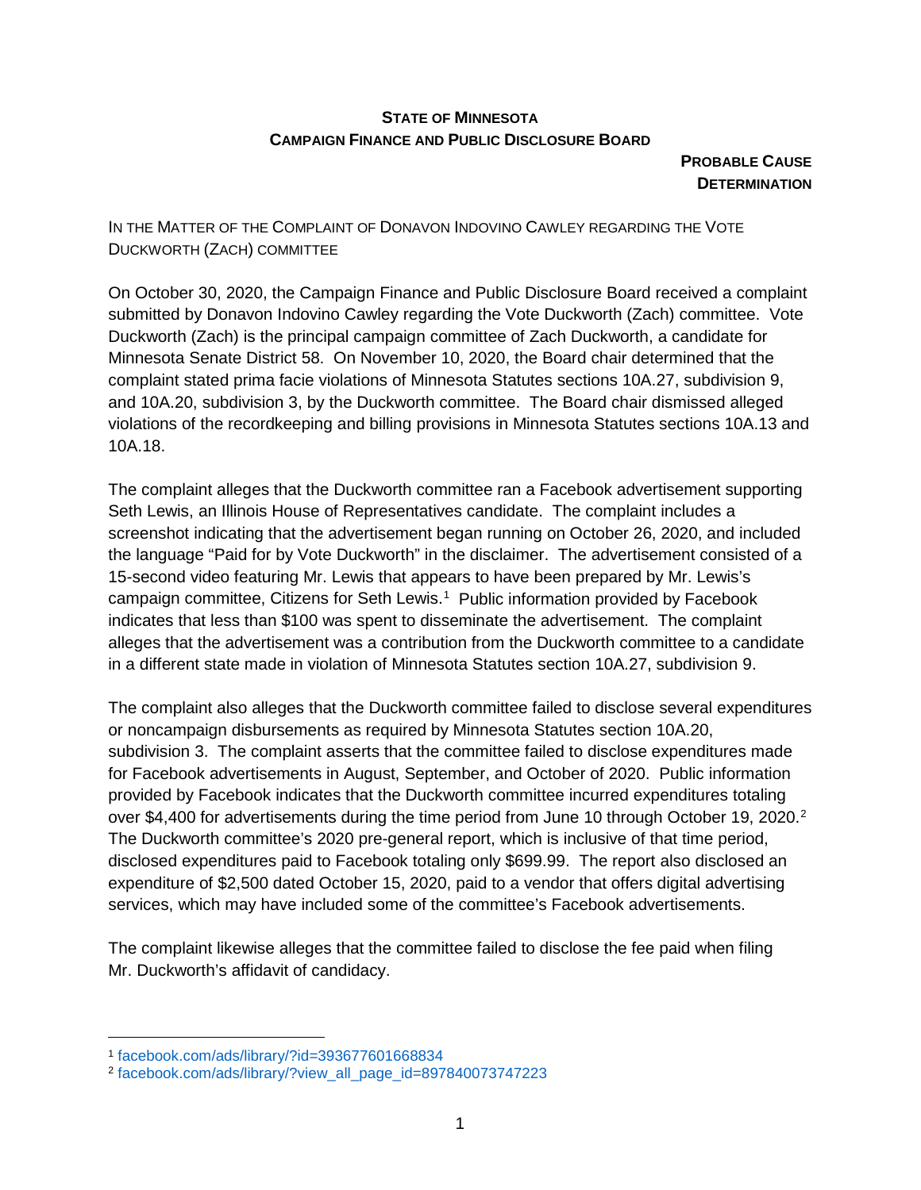**STATE OF MINNESOTA**
**CAMPAIGN FINANCE AND PUBLIC DISCLOSURE BOARD**

**PROBABLE CAUSE DETERMINATION**

IN THE MATTER OF THE COMPLAINT OF DONAVON INDOVINO CAWLEY REGARDING THE VOTE DUCKWORTH (ZACH) COMMITTEE

On October 30, 2020, the Campaign Finance and Public Disclosure Board received a complaint submitted by Donavon Indovino Cawley regarding the Vote Duckworth (Zach) committee. Vote Duckworth (Zach) is the principal campaign committee of Zach Duckworth, a candidate for Minnesota Senate District 58. On November 10, 2020, the Board chair determined that the complaint stated prima facie violations of Minnesota Statutes sections 10A.27, subdivision 9, and 10A.20, subdivision 3, by the Duckworth committee. The Board chair dismissed alleged violations of the recordkeeping and billing provisions in Minnesota Statutes sections 10A.13 and 10A.18.

The complaint alleges that the Duckworth committee ran a Facebook advertisement supporting Seth Lewis, an Illinois House of Representatives candidate. The complaint includes a screenshot indicating that the advertisement began running on October 26, 2020, and included the language "Paid for by Vote Duckworth" in the disclaimer. The advertisement consisted of a 15-second video featuring Mr. Lewis that appears to have been prepared by Mr. Lewis's campaign committee, Citizens for Seth Lewis.[1] Public information provided by Facebook indicates that less than $100 was spent to disseminate the advertisement. The complaint alleges that the advertisement was a contribution from the Duckworth committee to a candidate in a different state made in violation of Minnesota Statutes section 10A.27, subdivision 9.

The complaint also alleges that the Duckworth committee failed to disclose several expenditures or noncampaign disbursements as required by Minnesota Statutes section 10A.20, subdivision 3. The complaint asserts that the committee failed to disclose expenditures made for Facebook advertisements in August, September, and October of 2020. Public information provided by Facebook indicates that the Duckworth committee incurred expenditures totaling over $4,400 for advertisements during the time period from June 10 through October 19, 2020.[2] The Duckworth committee's 2020 pre-general report, which is inclusive of that time period, disclosed expenditures paid to Facebook totaling only $699.99. The report also disclosed an expenditure of $2,500 dated October 15, 2020, paid to a vendor that offers digital advertising services, which may have included some of the committee's Facebook advertisements.

The complaint likewise alleges that the committee failed to disclose the fee paid when filing Mr. Duckworth's affidavit of candidacy.

---

[1] facebook.com/ads/library/?id=393677601668834

[2] facebook.com/ads/library/?view_all_page_id=897840073747223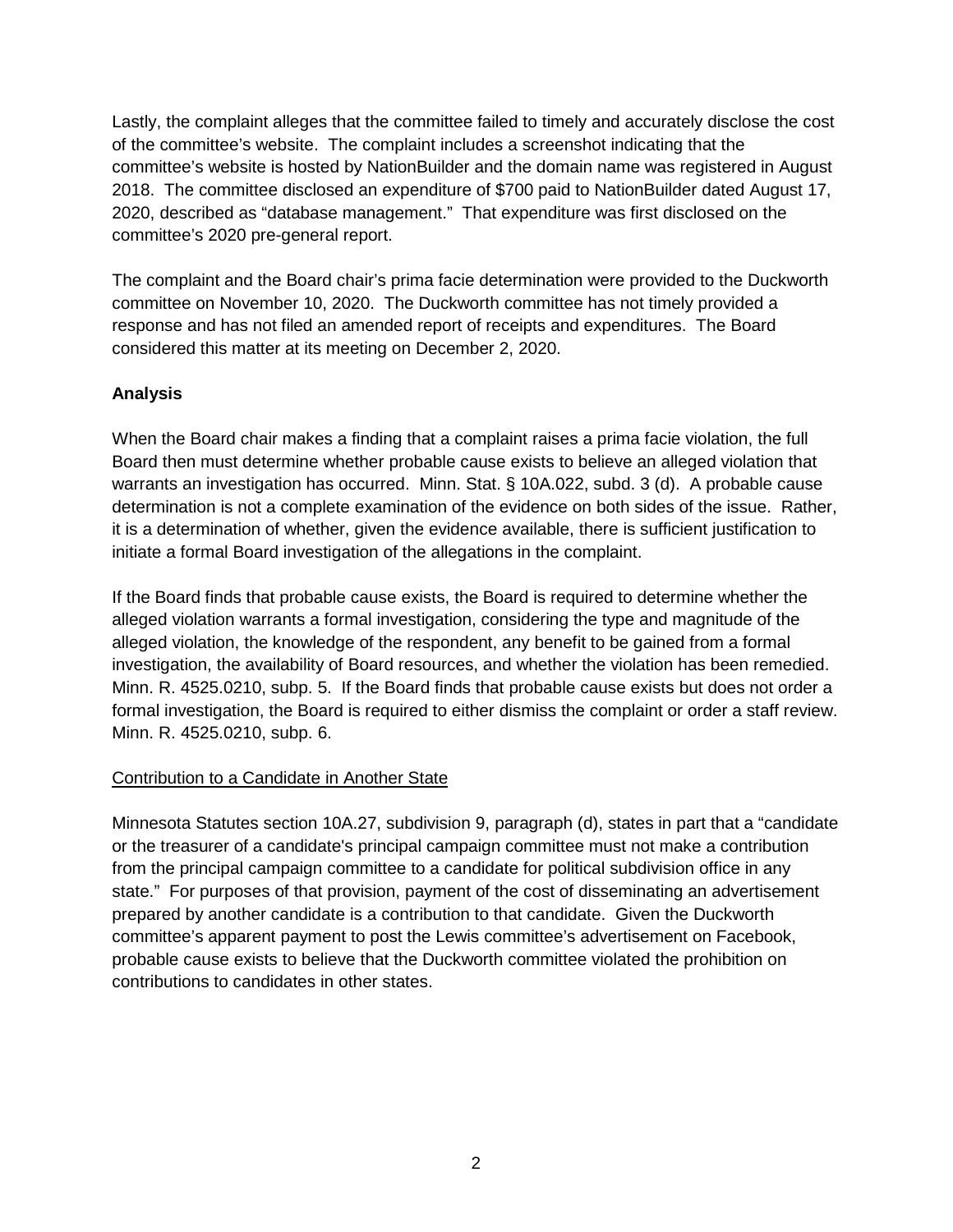Lastly, the complaint alleges that the committee failed to timely and accurately disclose the cost of the committee's website. The complaint includes a screenshot indicating that the committee's website is hosted by NationBuilder and the domain name was registered in August 2018. The committee disclosed an expenditure of $700 paid to NationBuilder dated August 17, 2020, described as "database management." That expenditure was first disclosed on the committee's 2020 pre-general report.

The complaint and the Board chair's prima facie determination were provided to the Duckworth committee on November 10, 2020. The Duckworth committee has not timely provided a response and has not filed an amended report of receipts and expenditures. The Board considered this matter at its meeting on December 2, 2020.

**Analysis**

When the Board chair makes a finding that a complaint raises a prima facie violation, the full Board then must determine whether probable cause exists to believe an alleged violation that warrants an investigation has occurred. Minn. Stat. § 10A.022, subd. 3 (d). A probable cause determination is not a complete examination of the evidence on both sides of the issue. Rather, it is a determination of whether, given the evidence available, there is sufficient justification to initiate a formal Board investigation of the allegations in the complaint.

If the Board finds that probable cause exists, the Board is required to determine whether the alleged violation warrants a formal investigation, considering the type and magnitude of the alleged violation, the knowledge of the respondent, any benefit to be gained from a formal investigation, the availability of Board resources, and whether the violation has been remedied. Minn. R. 4525.0210, subp. 5. If the Board finds that probable cause exists but does not order a formal investigation, the Board is required to either dismiss the complaint or order a staff review. Minn. R. 4525.0210, subp. 6.

<u>Contribution to a Candidate in Another State</u>

Minnesota Statutes section 10A.27, subdivision 9, paragraph (d), states in part that a "candidate or the treasurer of a candidate's principal campaign committee must not make a contribution from the principal campaign committee to a candidate for political subdivision office in any state." For purposes of that provision, payment of the cost of disseminating an advertisement prepared by another candidate is a contribution to that candidate. Given the Duckworth committee's apparent payment to post the Lewis committee's advertisement on Facebook, probable cause exists to believe that the Duckworth committee violated the prohibition on contributions to candidates in other states.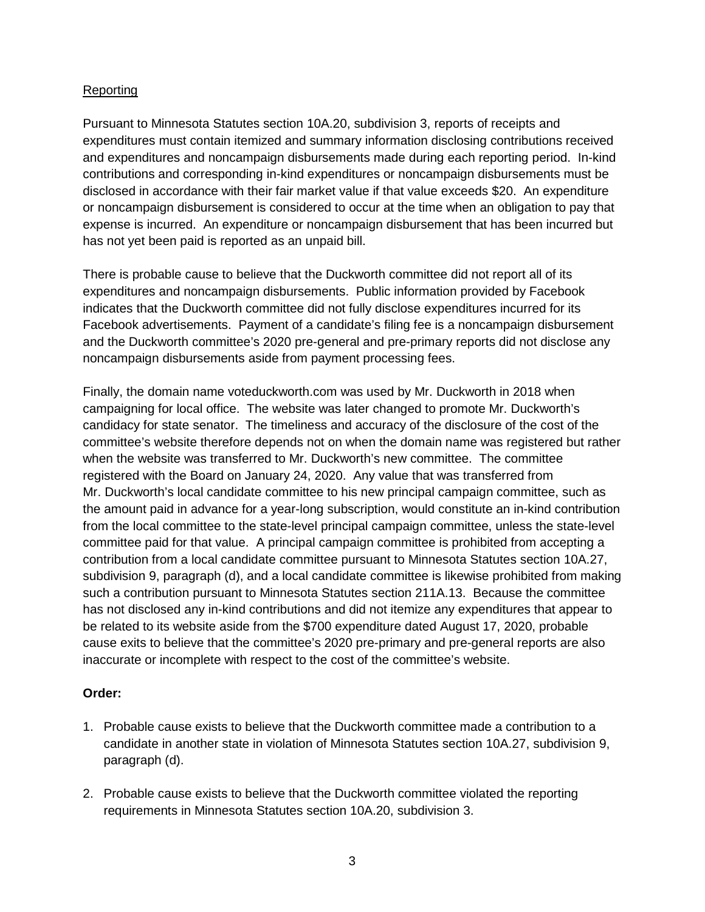Reporting

Pursuant to Minnesota Statutes section 10A.20, subdivision 3, reports of receipts and expenditures must contain itemized and summary information disclosing contributions received and expenditures and noncampaign disbursements made during each reporting period. In-kind contributions and corresponding in-kind expenditures or noncampaign disbursements must be disclosed in accordance with their fair market value if that value exceeds $20. An expenditure or noncampaign disbursement is considered to occur at the time when an obligation to pay that expense is incurred. An expenditure or noncampaign disbursement that has been incurred but has not yet been paid is reported as an unpaid bill.

There is probable cause to believe that the Duckworth committee did not report all of its expenditures and noncampaign disbursements. Public information provided by Facebook indicates that the Duckworth committee did not fully disclose expenditures incurred for its Facebook advertisements. Payment of a candidate's filing fee is a noncampaign disbursement and the Duckworth committee's 2020 pre-general and pre-primary reports did not disclose any noncampaign disbursements aside from payment processing fees.

Finally, the domain name voteduckworth.com was used by Mr. Duckworth in 2018 when campaigning for local office. The website was later changed to promote Mr. Duckworth's candidacy for state senator. The timeliness and accuracy of the disclosure of the cost of the committee's website therefore depends not on when the domain name was registered but rather when the website was transferred to Mr. Duckworth's new committee. The committee registered with the Board on January 24, 2020. Any value that was transferred from Mr. Duckworth's local candidate committee to his new principal campaign committee, such as the amount paid in advance for a year-long subscription, would constitute an in-kind contribution from the local committee to the state-level principal campaign committee, unless the state-level committee paid for that value. A principal campaign committee is prohibited from accepting a contribution from a local candidate committee pursuant to Minnesota Statutes section 10A.27, subdivision 9, paragraph (d), and a local candidate committee is likewise prohibited from making such a contribution pursuant to Minnesota Statutes section 211A.13. Because the committee has not disclosed any in-kind contributions and did not itemize any expenditures that appear to be related to its website aside from the $700 expenditure dated August 17, 2020, probable cause exits to believe that the committee's 2020 pre-primary and pre-general reports are also inaccurate or incomplete with respect to the cost of the committee's website.

**Order:**

1. Probable cause exists to believe that the Duckworth committee made a contribution to a candidate in another state in violation of Minnesota Statutes section 10A.27, subdivision 9, paragraph (d).

2. Probable cause exists to believe that the Duckworth committee violated the reporting requirements in Minnesota Statutes section 10A.20, subdivision 3.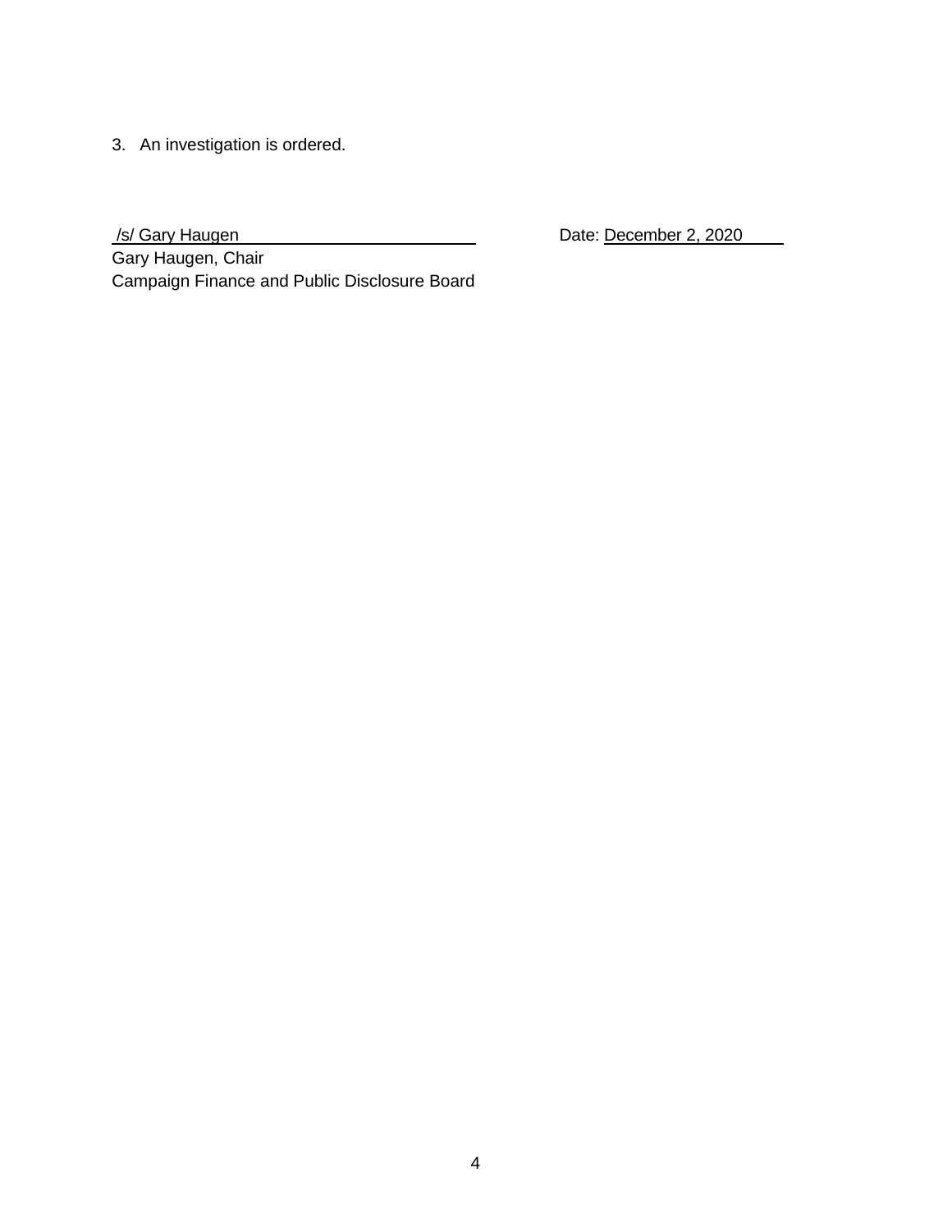3. An investigation is ordered.

/s/ Gary Haugen Date: December 2, 2020

Gary Haugen, Chair

Campaign Finance and Public Disclosure Board